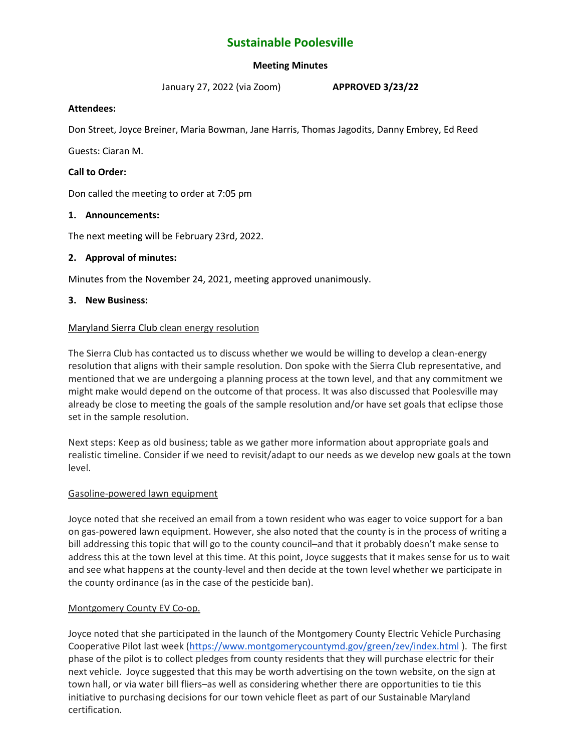# Sustainable Poolesville

**Meeting Minutes**

January 27, 2022 (via Zoom) **APPROVED 3/23/22**

**Attendees:**

Don Street, Joyce Breiner, Maria Bowman, Jane Harris, Thomas Jagodits, Danny Embrey, Ed Reed

Guests: Ciaran M.

**Call to Order:**

Don called the meeting to order at 7:05 pm

**1. Announcements:**

The next meeting will be February 23rd, 2022.

**2. Approval of minutes:**

Minutes from the November 24, 2021, meeting approved unanimously.

**3. New Business:**

Maryland Sierra Club clean energy resolution

The Sierra Club has contacted us to discuss whether we would be willing to develop a clean-energy resolution that aligns with their sample resolution. Don spoke with the Sierra Club representative, and mentioned that we are undergoing a planning process at the town level, and that any commitment we might make would depend on the outcome of that process. It was also discussed that Poolesville may already be close to meeting the goals of the sample resolution and/or have set goals that eclipse those set in the sample resolution.

Next steps: Keep as old business; table as we gather more information about appropriate goals and realistic timeline. Consider if we need to revisit/adapt to our needs as we develop new goals at the town level.

Gasoline-powered lawn equipment

Joyce noted that she received an email from a town resident who was eager to voice support for a ban on gas-powered lawn equipment. However, she also noted that the county is in the process of writing a bill addressing this topic that will go to the county council–and that it probably doesn't make sense to address this at the town level at this time. At this point, Joyce suggests that it makes sense for us to wait and see what happens at the county-level and then decide at the town level whether we participate in the county ordinance (as in the case of the pesticide ban).

Montgomery County EV Co-op.

Joyce noted that she participated in the launch of the Montgomery County Electric Vehicle Purchasing Cooperative Pilot last week (https://www.montgomerycountymd.gov/green/zev/index.html ). The first phase of the pilot is to collect pledges from county residents that they will purchase electric for their next vehicle. Joyce suggested that this may be worth advertising on the town website, on the sign at town hall, or via water bill fliers–as well as considering whether there are opportunities to tie this initiative to purchasing decisions for our town vehicle fleet as part of our Sustainable Maryland certification.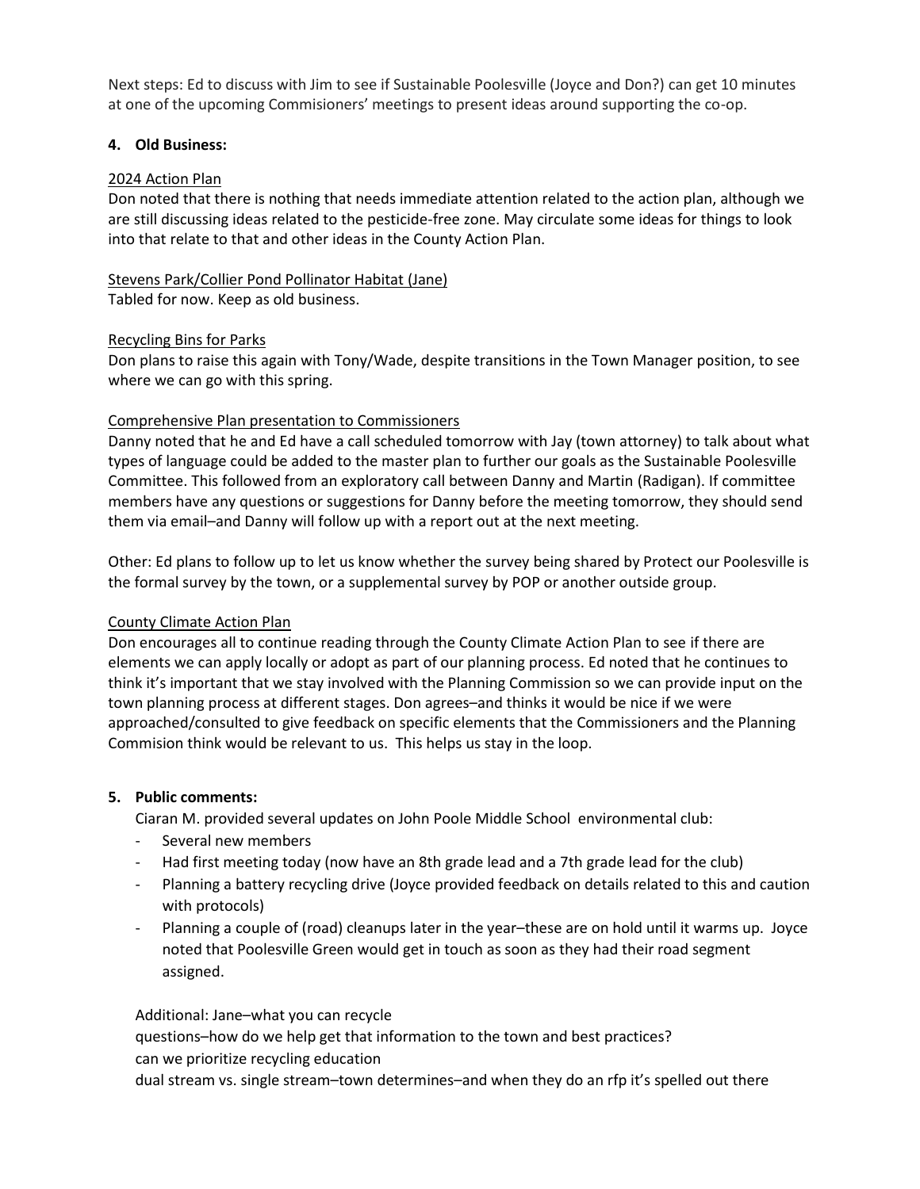Next steps: Ed to discuss with Jim to see if Sustainable Poolesville (Joyce and Don?) can get 10 minutes at one of the upcoming Commisioners' meetings to present ideas around supporting the co-op.

**4. Old Business:**

<u>2024 Action Plan</u>
Don noted that there is nothing that needs immediate attention related to the action plan, although we are still discussing ideas related to the pesticide-free zone. May circulate some ideas for things to look into that relate to that and other ideas in the County Action Plan.

<u>Stevens Park/Collier Pond Pollinator Habitat (Jane)</u>
Tabled for now. Keep as old business.

<u>Recycling Bins for Parks</u>
Don plans to raise this again with Tony/Wade, despite transitions in the Town Manager position, to see where we can go with this spring.

<u>Comprehensive Plan presentation to Commissioners</u>
Danny noted that he and Ed have a call scheduled tomorrow with Jay (town attorney) to talk about what types of language could be added to the master plan to further our goals as the Sustainable Poolesville Committee. This followed from an exploratory call between Danny and Martin (Radigan). If committee members have any questions or suggestions for Danny before the meeting tomorrow, they should send them via email–and Danny will follow up with a report out at the next meeting.

Other: Ed plans to follow up to let us know whether the survey being shared by Protect our Poolesville is the formal survey by the town, or a supplemental survey by POP or another outside group.

<u>County Climate Action Plan</u>
Don encourages all to continue reading through the County Climate Action Plan to see if there are elements we can apply locally or adopt as part of our planning process. Ed noted that he continues to think it's important that we stay involved with the Planning Commission so we can provide input on the town planning process at different stages. Don agrees–and thinks it would be nice if we were approached/consulted to give feedback on specific elements that the Commissioners and the Planning Commision think would be relevant to us. This helps us stay in the loop.

**5. Public comments:**

Ciaran M. provided several updates on John Poole Middle School environmental club:

- Several new members
- Had first meeting today (now have an 8th grade lead and a 7th grade lead for the club)
- Planning a battery recycling drive (Joyce provided feedback on details related to this and caution with protocols)
- Planning a couple of (road) cleanups later in the year–these are on hold until it warms up. Joyce noted that Poolesville Green would get in touch as soon as they had their road segment assigned.

Additional: Jane–what you can recycle
questions–how do we help get that information to the town and best practices?
can we prioritize recycling education
dual stream vs. single stream–town determines–and when they do an rfp it's spelled out there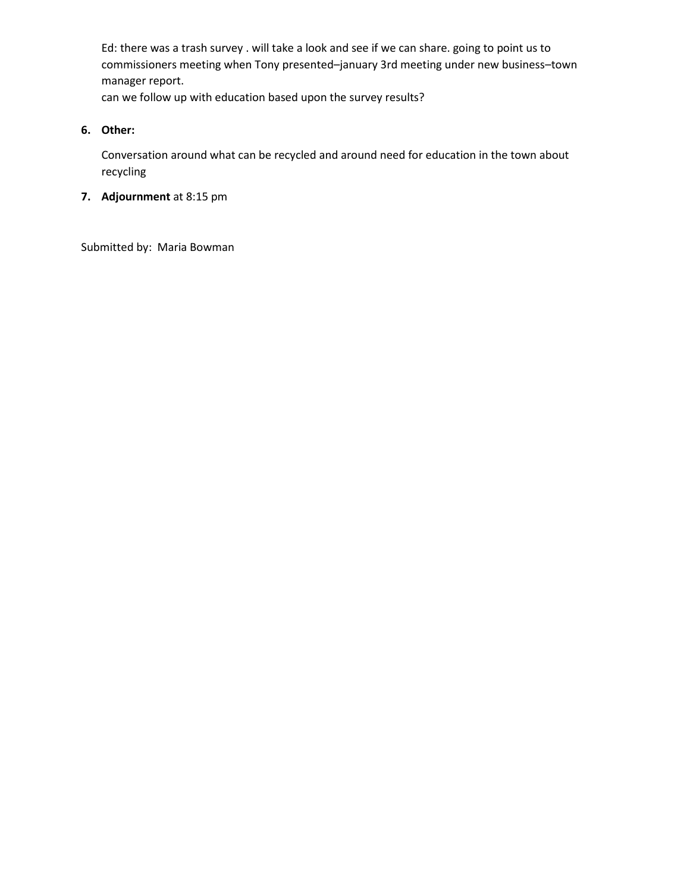Ed: there was a trash survey . will take a look and see if we can share. going to point us to commissioners meeting when Tony presented–january 3rd meeting under new business–town manager report.
can we follow up with education based upon the survey results?

6. **Other:**

   Conversation around what can be recycled and around need for education in the town about recycling

7. **Adjournment** at 8:15 pm

Submitted by: Maria Bowman